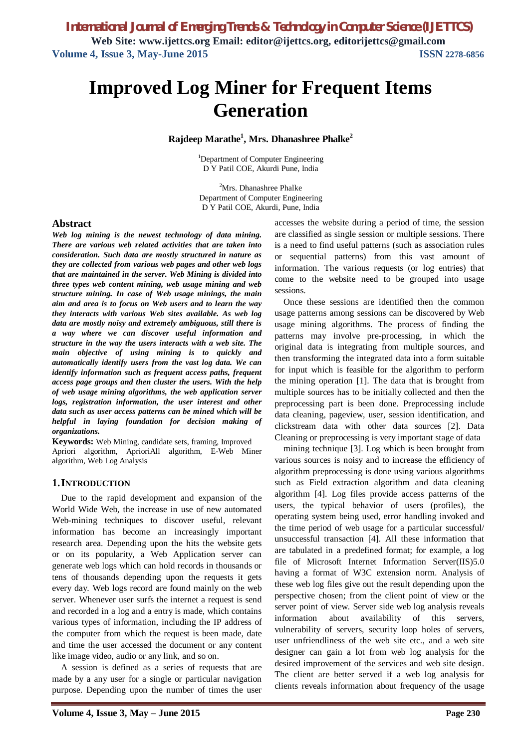# Improved Log Miner for Frequent Items Generation

**Rajdeep Marathe[1], Mrs. Dhanashree Phalke[2]**

[1]Department of Computer Engineering
D Y Patil COE, Akurdi Pune, India

[2]Mrs. Dhanashree Phalke
Department of Computer Engineering
D Y Patil COE, Akurdi, Pune, India

## Abstract

***Web log mining is the newest technology of data mining. There are various web related activities that are taken into consideration. Such data are mostly structured in nature as they are collected from various web pages and other web logs that are maintained in the server. Web Mining is divided into three types web content mining, web usage mining and web structure mining. In case of Web usage minings, the main aim and area is to focus on Web users and to learn the way they interacts with various Web sites available. As web log data are mostly noisy and extremely ambiguous, still there is a way where we can discover useful information and structure in the way the users interacts with a web site. The main objective of using mining is to quickly and automatically identify users from the vast log data. We can identify information such as frequent access paths, frequent access page groups and then cluster the users. With the help of web usage mining algorithms, the web application server logs, registration information, the user interest and other data such as user access patterns can be mined which will be helpful in laying foundation for decision making of organizations.***

**Keywords:** Web Mining, candidate sets, framing, Improved Apriori algorithm, AprioriAll algorithm, E-Web Miner algorithm, Web Log Analysis

## 1. INTRODUCTION

Due to the rapid development and expansion of the World Wide Web, the increase in use of new automated Web-mining techniques to discover useful, relevant information has become an increasingly important research area. Depending upon the hits the website gets or on its popularity, a Web Application server can generate web logs which can hold records in thousands or tens of thousands depending upon the requests it gets every day. Web logs record are found mainly on the web server. Whenever user surfs the internet a request is send and recorded in a log and a entry is made, which contains various types of information, including the IP address of the computer from which the request is been made, date and time the user accessed the document or any content like image video, audio or any link, and so on.

A session is defined as a series of requests that are made by a any user for a single or particular navigation purpose. Depending upon the number of times the user accesses the website during a period of time, the session are classified as single session or multiple sessions. There is a need to find useful patterns (such as association rules or sequential patterns) from this vast amount of information. The various requests (or log entries) that come to the website need to be grouped into usage sessions.

Once these sessions are identified then the common usage patterns among sessions can be discovered by Web usage mining algorithms. The process of finding the patterns may involve pre-processing, in which the original data is integrating from multiple sources, and then transforming the integrated data into a form suitable for input which is feasible for the algorithm to perform the mining operation [1]. The data that is brought from multiple sources has to be initially collected and then the preprocessing part is been done. Preprocessing include data cleaning, pageview, user, session identification, and clickstream data with other data sources [2]. Data Cleaning or preprocessing is very important stage of data

mining technique [3]. Log which is been brought from various sources is noisy and to increase the efficiency of algorithm preprocessing is done using various algorithms such as Field extraction algorithm and data cleaning algorithm [4]. Log files provide access patterns of the users, the typical behavior of users (profiles), the operating system being used, error handling invoked and the time period of web usage for a particular successful/ unsuccessful transaction [4]. All these information that are tabulated in a predefined format; for example, a log file of Microsoft Internet Information Server(IIS)5.0 having a format of W3C extension norm. Analysis of these web log files give out the result depending upon the perspective chosen; from the client point of view or the server point of view. Server side web log analysis reveals information about availability of this servers, vulnerability of servers, security loop holes of servers, user unfriendliness of the web site etc., and a web site designer can gain a lot from web log analysis for the desired improvement of the services and web site design. The client are better served if a web log analysis for clients reveals information about frequency of the usage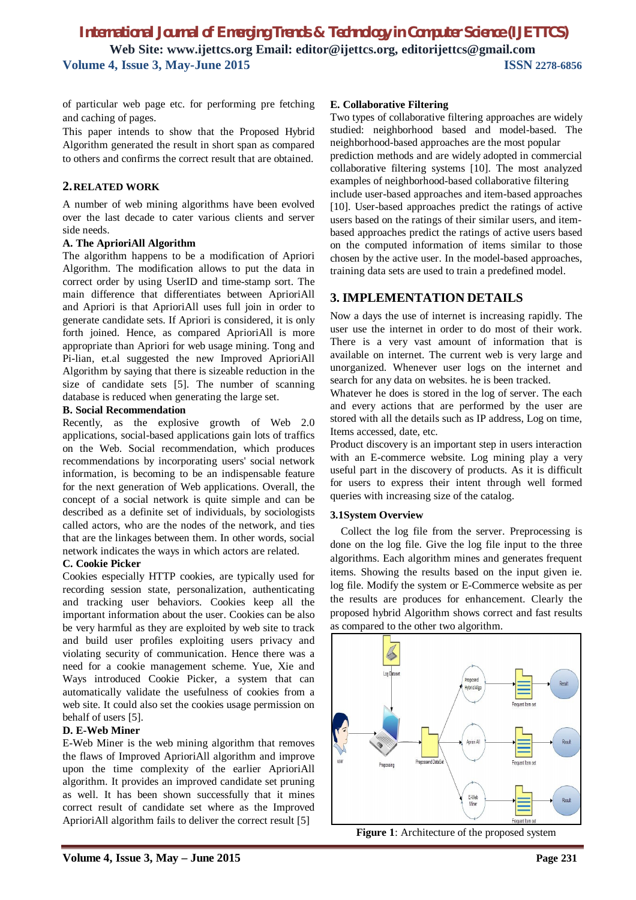of particular web page etc. for performing pre fetching and caching of pages.

This paper intends to show that the Proposed Hybrid Algorithm generated the result in short span as compared to others and confirms the correct result that are obtained.

## 2. RELATED WORK

A number of web mining algorithms have been evolved over the last decade to cater various clients and server side needs.

### A. The AprioriAll Algorithm

The algorithm happens to be a modification of Apriori Algorithm. The modification allows to put the data in correct order by using UserID and time-stamp sort. The main difference that differentiates between AprioriAll and Apriori is that AprioriAll uses full join in order to generate candidate sets. If Apriori is considered, it is only forth joined. Hence, as compared AprioriAll is more appropriate than Apriori for web usage mining. Tong and Pi-lian, et.al suggested the new Improved AprioriAll Algorithm by saying that there is sizeable reduction in the size of candidate sets [5]. The number of scanning database is reduced when generating the large set.

### B. Social Recommendation

Recently, as the explosive growth of Web 2.0 applications, social-based applications gain lots of traffics on the Web. Social recommendation, which produces recommendations by incorporating users' social network information, is becoming to be an indispensable feature for the next generation of Web applications. Overall, the concept of a social network is quite simple and can be described as a definite set of individuals, by sociologists called actors, who are the nodes of the network, and ties that are the linkages between them. In other words, social network indicates the ways in which actors are related.

### C. Cookie Picker

Cookies especially HTTP cookies, are typically used for recording session state, personalization, authenticating and tracking user behaviors. Cookies keep all the important information about the user. Cookies can be also be very harmful as they are exploited by web site to track and build user profiles exploiting users privacy and violating security of communication. Hence there was a need for a cookie management scheme. Yue, Xie and Ways introduced Cookie Picker, a system that can automatically validate the usefulness of cookies from a web site. It could also set the cookies usage permission on behalf of users [5].

### D. E-Web Miner

E-Web Miner is the web mining algorithm that removes the flaws of Improved AprioriAll algorithm and improve upon the time complexity of the earlier AprioriAll algorithm. It provides an improved candidate set pruning as well. It has been shown successfully that it mines correct result of candidate set where as the Improved AprioriAll algorithm fails to deliver the correct result [5]

### E. Collaborative Filtering

Two types of collaborative filtering approaches are widely studied: neighborhood based and model-based. The neighborhood-based approaches are the most popular prediction methods and are widely adopted in commercial collaborative filtering systems [10]. The most analyzed examples of neighborhood-based collaborative filtering include user-based approaches and item-based approaches [10]. User-based approaches predict the ratings of active users based on the ratings of their similar users, and item-based approaches predict the ratings of active users based on the computed information of items similar to those chosen by the active user. In the model-based approaches, training data sets are used to train a predefined model.

## 3. IMPLEMENTATION DETAILS

Now a days the use of internet is increasing rapidly. The user use the internet in order to do most of their work. There is a very vast amount of information that is available on internet. The current web is very large and unorganized. Whenever user logs on the internet and search for any data on websites. he is been tracked.

Whatever he does is stored in the log of server. The each and every actions that are performed by the user are stored with all the details such as IP address, Log on time, Items accessed, date, etc.

Product discovery is an important step in users interaction with an E-commerce website. Log mining play a very useful part in the discovery of products. As it is difficult for users to express their intent through well formed queries with increasing size of the catalog.

### 3.1System Overview

Collect the log file from the server. Preprocessing is done on the log file. Give the log file input to the three algorithms. Each algorithm mines and generates frequent items. Showing the results based on the input given ie. log file. Modify the system or E-Commerce website as per the results are produces for enhancement. Clearly the proposed hybrid Algorithm shows correct and fast results as compared to the other two algorithm.

**Figure 1**: Architecture of the proposed system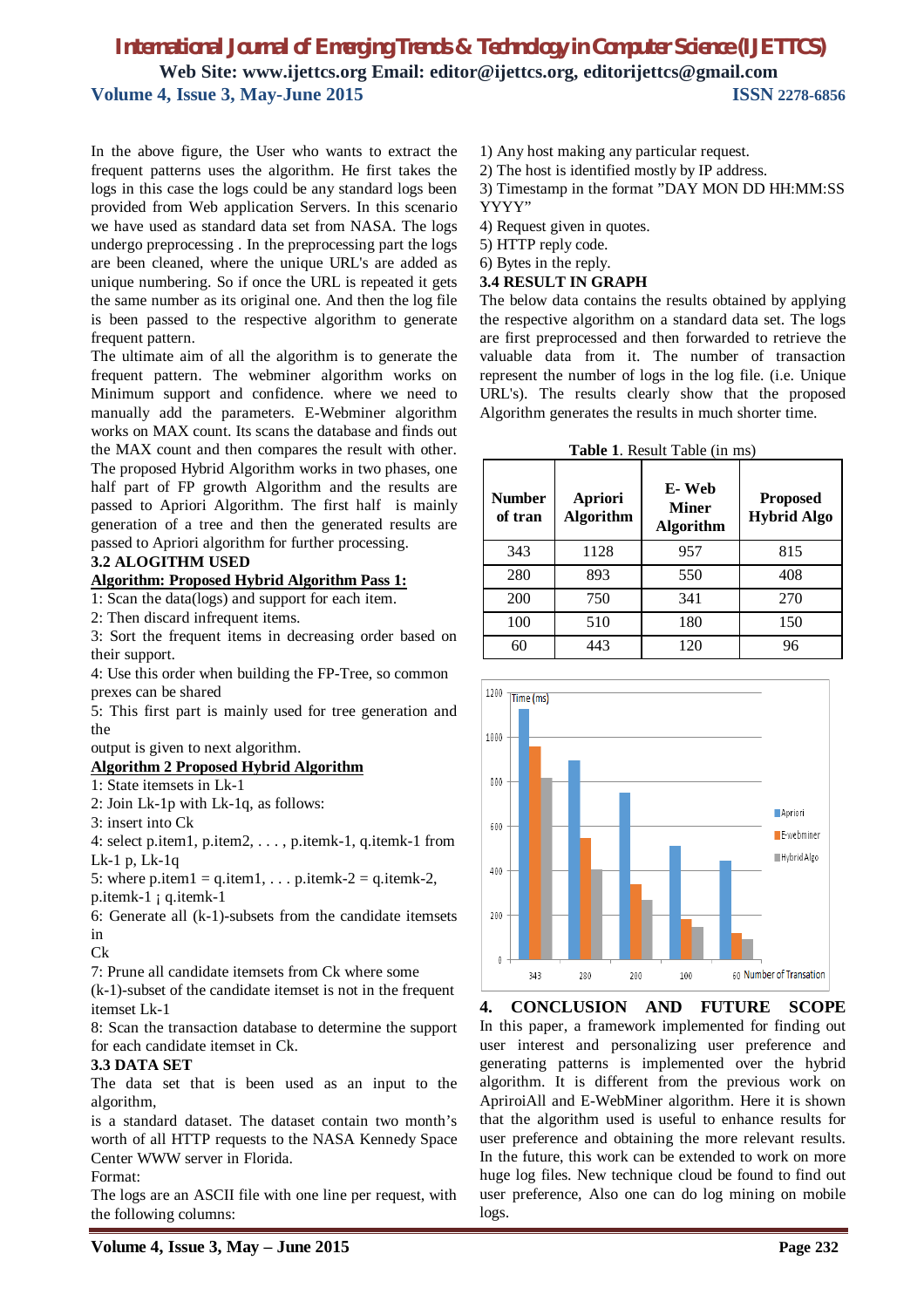In the above figure, the User who wants to extract the frequent patterns uses the algorithm. He first takes the logs in this case the logs could be any standard logs been provided from Web application Servers. In this scenario we have used as standard data set from NASA. The logs undergo preprocessing . In the preprocessing part the logs are been cleaned, where the unique URL's are added as unique numbering. So if once the URL is repeated it gets the same number as its original one. And then the log file is been passed to the respective algorithm to generate frequent pattern.

The ultimate aim of all the algorithm is to generate the frequent pattern. The webminer algorithm works on Minimum support and confidence. where we need to manually add the parameters. E-Webminer algorithm works on MAX count. Its scans the database and finds out the MAX count and then compares the result with other. The proposed Hybrid Algorithm works in two phases, one half part of FP growth Algorithm and the results are passed to Apriori Algorithm. The first half is mainly generation of a tree and then the generated results are passed to Apriori algorithm for further processing.

### 3.2 ALOGITHM USED

**Algorithm: Proposed Hybrid Algorithm Pass 1:**

1: Scan the data(logs) and support for each item.
2: Then discard infrequent items.
3: Sort the frequent items in decreasing order based on their support.
4: Use this order when building the FP-Tree, so common prexes can be shared
5: This first part is mainly used for tree generation and the
output is given to next algorithm.

**Algorithm 2 Proposed Hybrid Algorithm**

1: State itemsets in Lk-1
2: Join Lk-1p with Lk-1q, as follows:
3: insert into Ck
4: select p.item1, p.item2, . . . , p.itemk-1, q.itemk-1 from Lk-1 p, Lk-1q
5: where p.item1 = q.item1, . . . p.itemk-2 = q.itemk-2, p.itemk-1 ¡ q.itemk-1
6: Generate all (k-1)-subsets from the candidate itemsets in
Ck
7: Prune all candidate itemsets from Ck where some (k-1)-subset of the candidate itemset is not in the frequent itemset Lk-1
8: Scan the transaction database to determine the support for each candidate itemset in Ck.

### 3.3 DATA SET

The data set that is been used as an input to the algorithm,
is a standard dataset. The dataset contain two month's worth of all HTTP requests to the NASA Kennedy Space Center WWW server in Florida.

Format:

The logs are an ASCII file with one line per request, with the following columns:

1) Any host making any particular request.
2) The host is identified mostly by IP address.
3) Timestamp in the format "DAY MON DD HH:MM:SS YYYY"
4) Request given in quotes.
5) HTTP reply code.
6) Bytes in the reply.

### 3.4 RESULT IN GRAPH

The below data contains the results obtained by applying the respective algorithm on a standard data set. The logs are first preprocessed and then forwarded to retrieve the valuable data from it. The number of transaction represent the number of logs in the log file. (i.e. Unique URL's). The results clearly show that the proposed Algorithm generates the results in much shorter time.

**Table 1**. Result Table (in ms)

| Number of tran | Apriori Algorithm | E- Web Miner Algorithm | Proposed Hybrid Algo |
|---|---|---|---|
| 343 | 1128 | 957 | 815 |
| 280 | 893 | 550 | 408 |
| 200 | 750 | 341 | 270 |
| 100 | 510 | 180 | 150 |
| 60 | 443 | 120 | 96 |

## 4. CONCLUSION AND FUTURE SCOPE

In this paper, a framework implemented for finding out user interest and personalizing user preference and generating patterns is implemented over the hybrid algorithm. It is different from the previous work on ApriroiAll and E-WebMiner algorithm. Here it is shown that the algorithm used is useful to enhance results for user preference and obtaining the more relevant results. In the future, this work can be extended to work on more huge log files. New technique cloud be found to find out user preference, Also one can do log mining on mobile logs.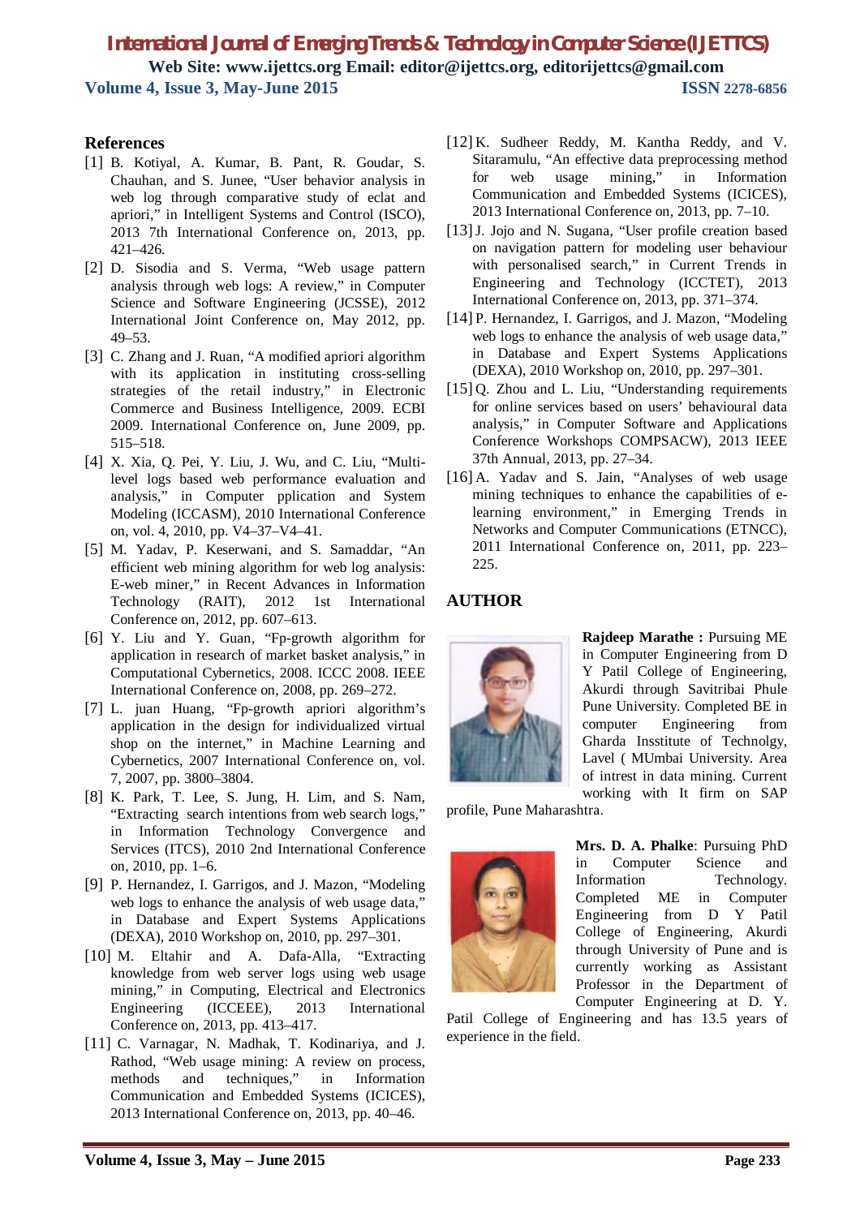## References

[1] B. Kotiyal, A. Kumar, B. Pant, R. Goudar, S. Chauhan, and S. Junee, "User behavior analysis in web log through comparative study of eclat and apriori," in Intelligent Systems and Control (ISCO), 2013 7th International Conference on, 2013, pp. 421–426.

[2] D. Sisodia and S. Verma, "Web usage pattern analysis through web logs: A review," in Computer Science and Software Engineering (JCSSE), 2012 International Joint Conference on, May 2012, pp. 49–53.

[3] C. Zhang and J. Ruan, "A modified apriori algorithm with its application in instituting cross-selling strategies of the retail industry," in Electronic Commerce and Business Intelligence, 2009. ECBI 2009. International Conference on, June 2009, pp. 515–518.

[4] X. Xia, Q. Pei, Y. Liu, J. Wu, and C. Liu, "Multi-level logs based web performance evaluation and analysis," in Computer pplication and System Modeling (ICCASM), 2010 International Conference on, vol. 4, 2010, pp. V4–37–V4–41.

[5] M. Yadav, P. Keserwani, and S. Samaddar, "An efficient web mining algorithm for web log analysis: E-web miner," in Recent Advances in Information Technology (RAIT), 2012 1st International Conference on, 2012, pp. 607–613.

[6] Y. Liu and Y. Guan, "Fp-growth algorithm for application in research of market basket analysis," in Computational Cybernetics, 2008. ICCC 2008. IEEE International Conference on, 2008, pp. 269–272.

[7] L. juan Huang, "Fp-growth apriori algorithm's application in the design for individualized virtual shop on the internet," in Machine Learning and Cybernetics, 2007 International Conference on, vol. 7, 2007, pp. 3800–3804.

[8] K. Park, T. Lee, S. Jung, H. Lim, and S. Nam, "Extracting search intentions from web search logs," in Information Technology Convergence and Services (ITCS), 2010 2nd International Conference on, 2010, pp. 1–6.

[9] P. Hernandez, I. Garrigos, and J. Mazon, "Modeling web logs to enhance the analysis of web usage data," in Database and Expert Systems Applications (DEXA), 2010 Workshop on, 2010, pp. 297–301.

[10] M. Eltahir and A. Dafa-Alla, "Extracting knowledge from web server logs using web usage mining," in Computing, Electrical and Electronics Engineering (ICCEEE), 2013 International Conference on, 2013, pp. 413–417.

[11] C. Varnagar, N. Madhak, T. Kodinariya, and J. Rathod, "Web usage mining: A review on process, methods and techniques," in Information Communication and Embedded Systems (ICICES), 2013 International Conference on, 2013, pp. 40–46.

[12] K. Sudheer Reddy, M. Kantha Reddy, and V. Sitaramulu, "An effective data preprocessing method for web usage mining," in Information Communication and Embedded Systems (ICICES), 2013 International Conference on, 2013, pp. 7–10.

[13] J. Jojo and N. Sugana, "User profile creation based on navigation pattern for modeling user behaviour with personalised search," in Current Trends in Engineering and Technology (ICCTET), 2013 International Conference on, 2013, pp. 371–374.

[14] P. Hernandez, I. Garrigos, and J. Mazon, "Modeling web logs to enhance the analysis of web usage data," in Database and Expert Systems Applications (DEXA), 2010 Workshop on, 2010, pp. 297–301.

[15] Q. Zhou and L. Liu, "Understanding requirements for online services based on users' behavioural data analysis," in Computer Software and Applications Conference Workshops COMPSACW), 2013 IEEE 37th Annual, 2013, pp. 27–34.

[16] A. Yadav and S. Jain, "Analyses of web usage mining techniques to enhance the capabilities of e-learning environment," in Emerging Trends in Networks and Computer Communications (ETNCC), 2011 International Conference on, 2011, pp. 223–225.

## AUTHOR

**Rajdeep Marathe :** Pursuing ME in Computer Engineering from D Y Patil College of Engineering, Akurdi through Savitribai Phule Pune University. Completed BE in computer Engineering from Gharda Insstitute of Technolgy, Lavel ( MUmbai University. Area of intrest in data mining. Current working with It firm on SAP profile, Pune Maharashtra.

**Mrs. D. A. Phalke**: Pursuing PhD in Computer Science and Information Technology. Completed ME in Computer Engineering from D Y Patil College of Engineering, Akurdi through University of Pune and is currently working as Assistant Professor in the Department of Computer Engineering at D. Y. Patil College of Engineering and has 13.5 years of experience in the field.